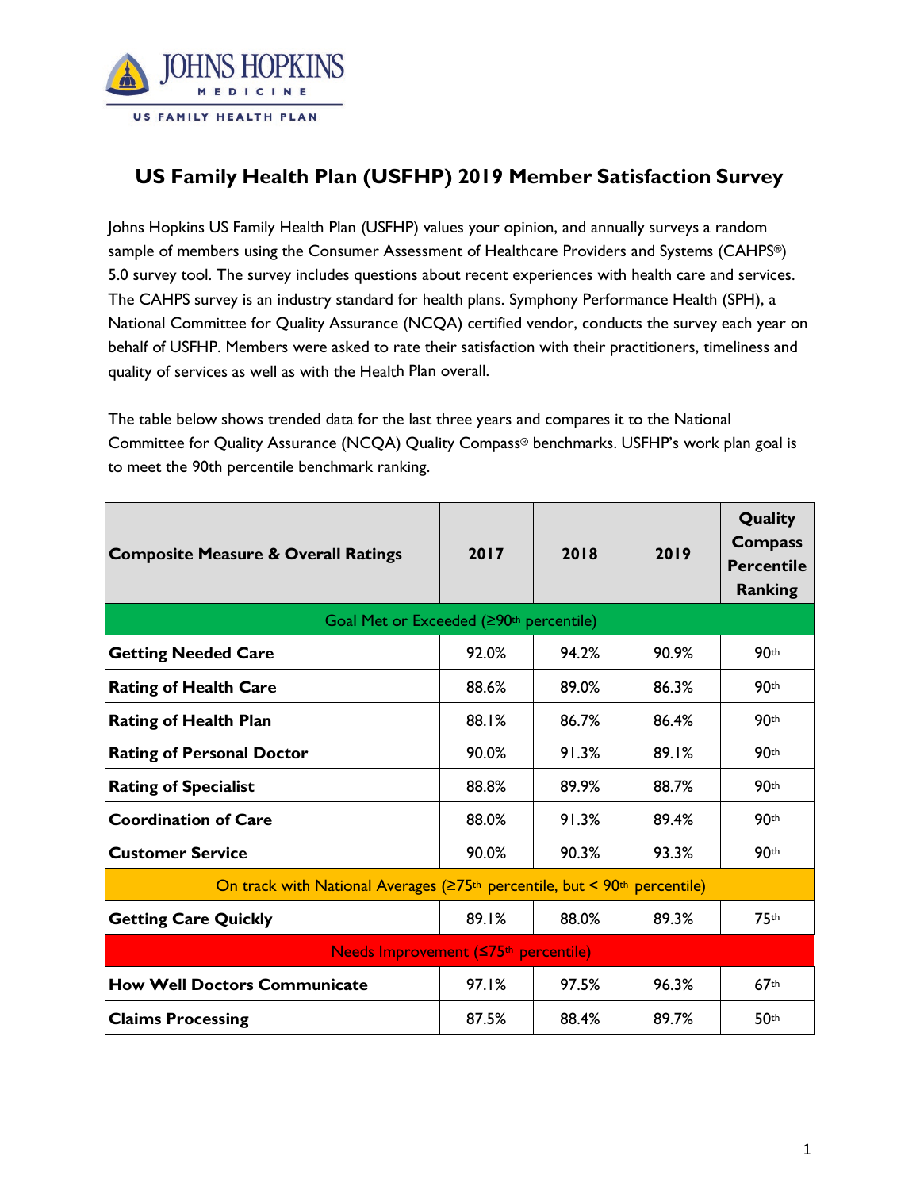JOHNS HOPKINS MEDICINE
US FAMILY HEALTH PLAN

# US Family Health Plan (USFHP) 2019 Member Satisfaction Survey

Johns Hopkins US Family Health Plan (USFHP) values your opinion, and annually surveys a random sample of members using the Consumer Assessment of Healthcare Providers and Systems (CAHPS®) 5.0 survey tool. The survey includes questions about recent experiences with health care and services. The CAHPS survey is an industry standard for health plans. Symphony Performance Health (SPH), a National Committee for Quality Assurance (NCQA) certified vendor, conducts the survey each year on behalf of USFHP. Members were asked to rate their satisfaction with their practitioners, timeliness and quality of services as well as with the Health Plan overall.

The table below shows trended data for the last three years and compares it to the National Committee for Quality Assurance (NCQA) Quality Compass® benchmarks. USFHP's work plan goal is to meet the 90th percentile benchmark ranking.

| Composite Measure & Overall Ratings | 2017 | 2018 | 2019 | Quality Compass Percentile Ranking |
|---|---|---|---|---|
| Goal Met or Exceeded (≥90th percentile) | | | | |
| **Getting Needed Care** | 92.0% | 94.2% | 90.9% | 90th |
| **Rating of Health Care** | 88.6% | 89.0% | 86.3% | 90th |
| **Rating of Health Plan** | 88.1% | 86.7% | 86.4% | 90th |
| **Rating of Personal Doctor** | 90.0% | 91.3% | 89.1% | 90th |
| **Rating of Specialist** | 88.8% | 89.9% | 88.7% | 90th |
| **Coordination of Care** | 88.0% | 91.3% | 89.4% | 90th |
| **Customer Service** | 90.0% | 90.3% | 93.3% | 90th |
| On track with National Averages (≥75th percentile, but < 90th percentile) | | | | |
| **Getting Care Quickly** | 89.1% | 88.0% | 89.3% | 75th |
| Needs Improvement (≤75th percentile) | | | | |
| **How Well Doctors Communicate** | 97.1% | 97.5% | 96.3% | 67th |
| **Claims Processing** | 87.5% | 88.4% | 89.7% | 50th |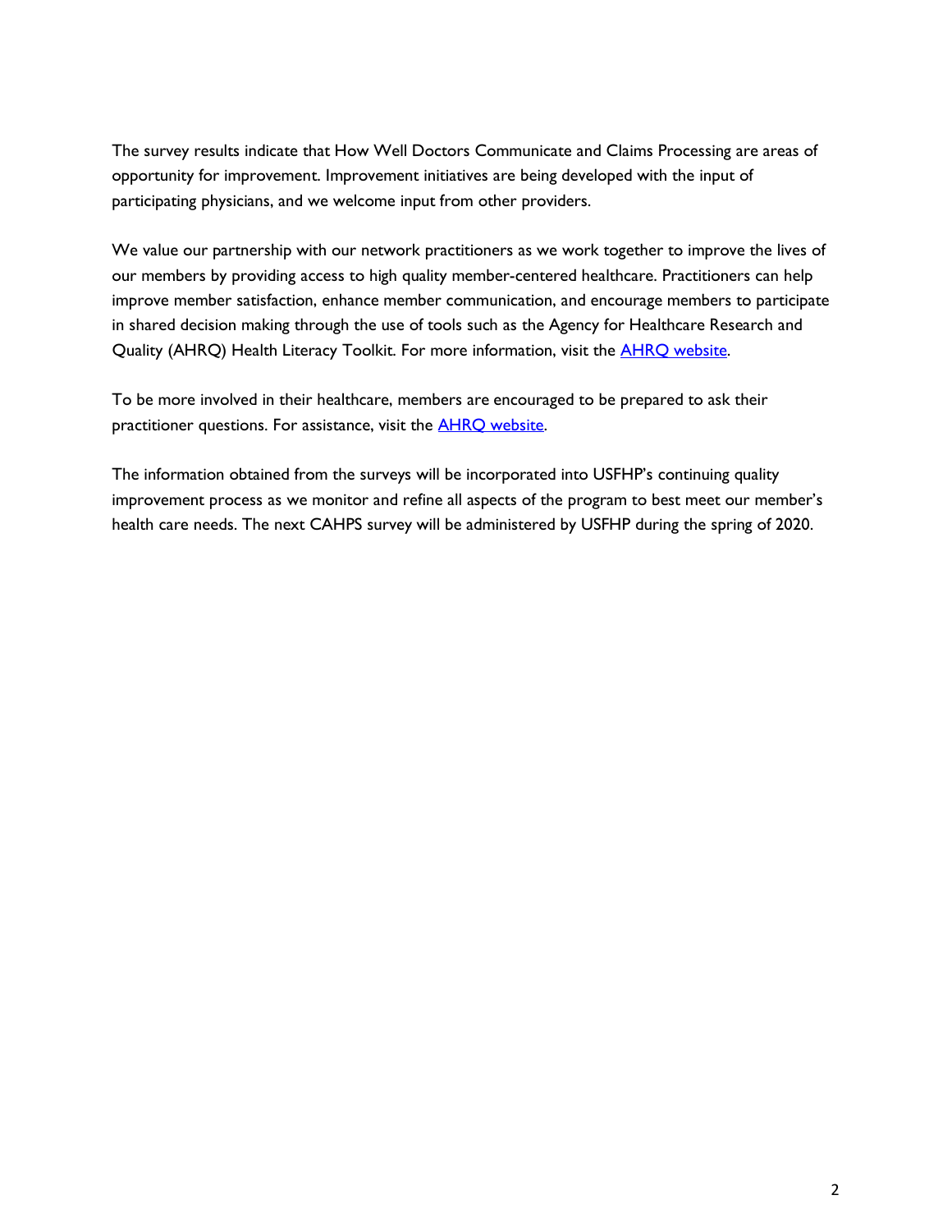The survey results indicate that How Well Doctors Communicate and Claims Processing are areas of opportunity for improvement. Improvement initiatives are being developed with the input of participating physicians, and we welcome input from other providers.

We value our partnership with our network practitioners as we work together to improve the lives of our members by providing access to high quality member-centered healthcare. Practitioners can help improve member satisfaction, enhance member communication, and encourage members to participate in shared decision making through the use of tools such as the Agency for Healthcare Research and Quality (AHRQ) Health Literacy Toolkit. For more information, visit the AHRQ website.

To be more involved in their healthcare, members are encouraged to be prepared to ask their practitioner questions. For assistance, visit the AHRQ website.

The information obtained from the surveys will be incorporated into USFHP's continuing quality improvement process as we monitor and refine all aspects of the program to best meet our member's health care needs. The next CAHPS survey will be administered by USFHP during the spring of 2020.